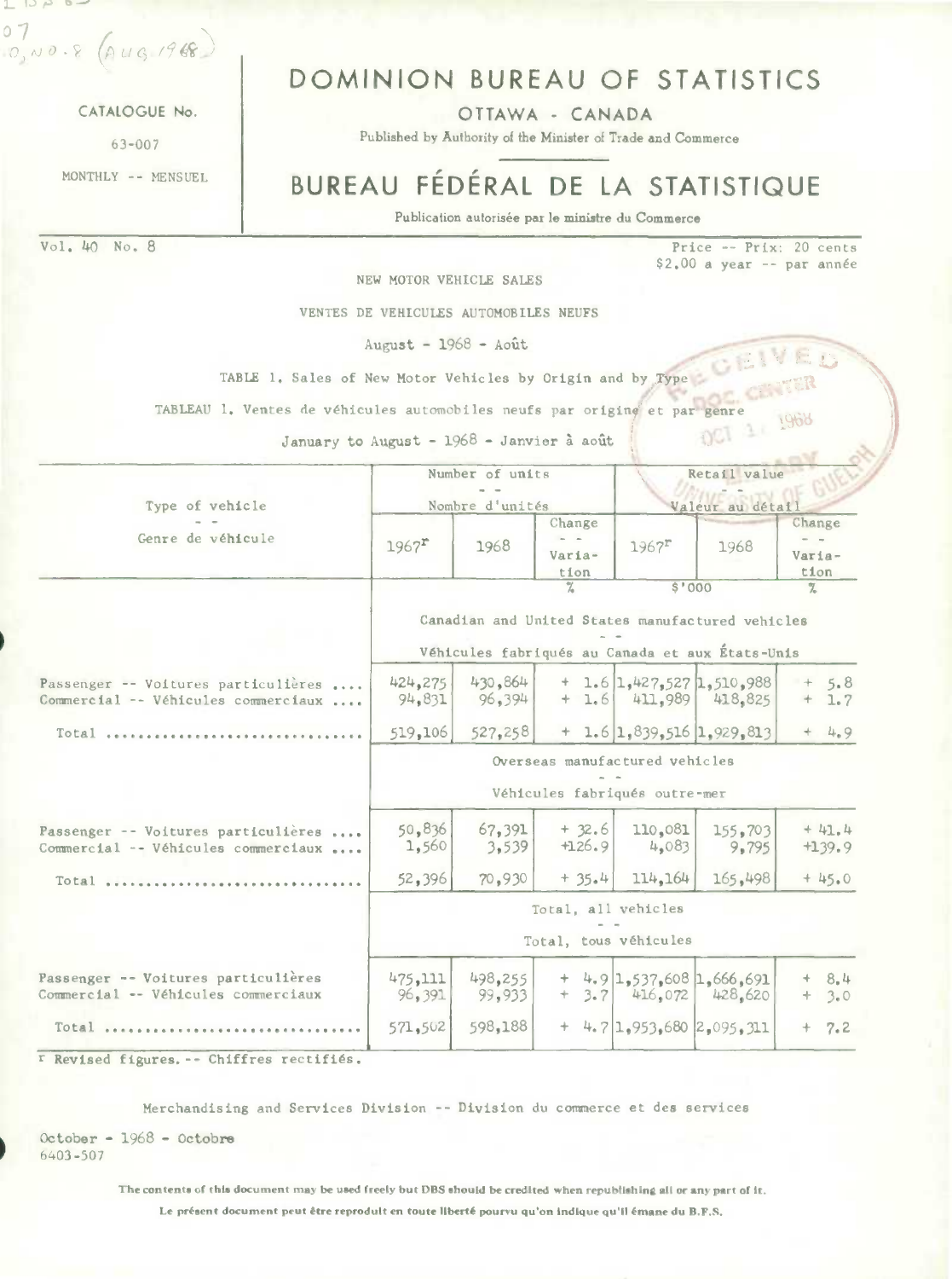CATALOGUE No.

63-007

MONTHLY -- MENSUEL

# DOMINION BUREAU OF STATISTICS

OTTAWA - CANADA

Published by Authority of the Minister of Trade and Commerce

# BUREAU FÉDÉRAL DE LA STATISTIQUE

Publication autorisée par le ministre du Commerce

Vol. 40 No. 8

Price -- Prix: 20 cents
$2.00 a year -- par année

## NEW MOTOR VEHICLE SALES

## VENTES DE VEHICULES AUTOMOBILES NEUFS

August - 1968 - Août

TABLE 1. Sales of New Motor Vehicles by Origin and by Type

TABLEAU 1. Ventes de véhicules automobiles neufs par origine et par genre

January to August - 1968 - Janvier à août

| Type of vehicle -- Genre de véhicule | Number of units -- Nombre d'unités | | | Retail value -- Valeur au détail | | |
|---|---|---|---|---|---|---|
| | 1967[r] | 1968 | Change -- Variation | 1967[r] | 1968 | Change -- Variation |
| | | | % | $'000 | | % |
| | Canadian and United States manufactured vehicles -- Véhicules fabriqués au Canada et aux États-Unis | | | | | |
| Passenger -- Voitures particulières .... | 424,275 | 430,864 | + 1.6 | 1,427,527 | 1,510,988 | + 5.8 |
| Commercial -- Véhicules commerciaux .... | 94,831 | 96,394 | + 1.6 | 411,989 | 418,825 | + 1.7 |
| Total .............................. | 519,106 | 527,258 | + 1.6 | 1,839,516 | 1,929,813 | + 4.9 |
| | Overseas manufactured vehicles -- Véhicules fabriqués outre-mer | | | | | |
| Passenger -- Voitures particulières .... | 50,836 | 67,391 | + 32.6 | 110,081 | 155,703 | + 41.4 |
| Commercial -- Véhicules commerciaux .... | 1,560 | 3,539 | +126.9 | 4,083 | 9,795 | +139.9 |
| Total .............................. | 52,396 | 70,930 | + 35.4 | 114,164 | 165,498 | + 45.0 |
| | Total, all vehicles -- Total, tous véhicules | | | | | |
| Passenger -- Voitures particulières | 475,111 | 498,255 | + 4.9 | 1,537,608 | 1,666,691 | + 8.4 |
| Commercial -- Véhicules commerciaux | 96,391 | 99,933 | + 3.7 | 416,072 | 428,620 | + 3.0 |
| Total .............................. | 571,502 | 598,188 | + 4.7 | 1,953,680 | 2,095,311 | + 7.2 |

r Revised figures. -- Chiffres rectifiés.

Merchandising and Services Division -- Division du commerce et des services

October - 1968 - Octobre
6403-507

The contents of this document may be used freely but DBS should be credited when republishing all or any part of it.

Le présent document peut être reproduit en toute liberté pourvu qu'on indique qu'il émane du B.F.S.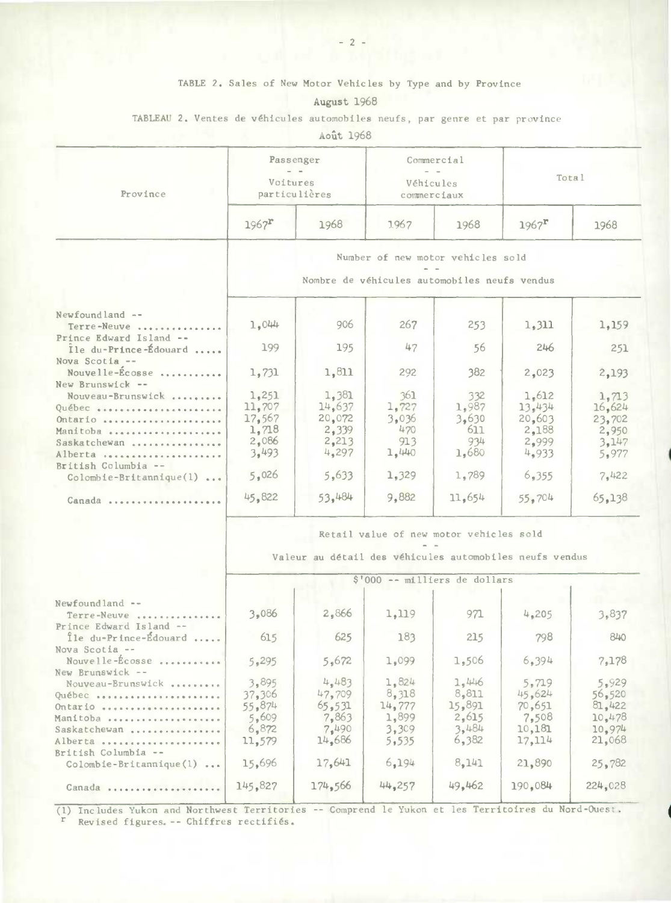TABLE 2. Sales of New Motor Vehicles by Type and by Province

August 1968

TABLEAU 2. Ventes de véhicules automobiles neufs, par genre et par province

Août 1968

| Province | Passenger -- Voitures particulières | | Commercial -- Véhicules commerciaux | | Total | |
|---|---|---|---|---|---|---|
| | 1967r | 1968 | 1967 | 1968 | 1967r | 1968 |
| | **Number of new motor vehicles sold -- Nombre de véhicules automobiles neufs vendus** | | | | | |
| Newfoundland -- Terre-Neuve | 1,044 | 906 | 267 | 253 | 1,311 | 1,159 |
| Prince Edward Island -- Île du-Prince-Édouard | 199 | 195 | 47 | 56 | 246 | 251 |
| Nova Scotia -- Nouvelle-Écosse | 1,731 | 1,811 | 292 | 382 | 2,023 | 2,193 |
| New Brunswick -- Nouveau-Brunswick | 1,251 | 1,381 | 361 | 332 | 1,612 | 1,713 |
| Québec | 11,707 | 14,637 | 1,727 | 1,987 | 13,434 | 16,624 |
| Ontario | 17,567 | 20,072 | 3,036 | 3,630 | 20,603 | 23,702 |
| Manitoba | 1,718 | 2,339 | 470 | 611 | 2,188 | 2,950 |
| Saskatchewan | 2,086 | 2,213 | 913 | 934 | 2,999 | 3,147 |
| Alberta | 3,493 | 4,297 | 1,440 | 1,680 | 4,933 | 5,977 |
| British Columbia -- Colombie-Britannique(1) | 5,026 | 5,633 | 1,329 | 1,789 | 6,355 | 7,422 |
| Canada | 45,822 | 53,484 | 9,882 | 11,654 | 55,704 | 65,138 |
| | **Retail value of new motor vehicles sold -- Valeur au détail des véhicules automobiles neufs vendus** | | | | | |
| | $'000 -- milliers de dollars | | | | | |
| Newfoundland -- Terre-Neuve | 3,086 | 2,866 | 1,119 | 971 | 4,205 | 3,837 |
| Prince Edward Island -- Île du-Prince-Édouard | 615 | 625 | 183 | 215 | 798 | 840 |
| Nova Scotia -- Nouvelle-Écosse | 5,295 | 5,672 | 1,099 | 1,506 | 6,394 | 7,178 |
| New Brunswick -- Nouveau-Brunswick | 3,895 | 4,483 | 1,824 | 1,446 | 5,719 | 5,929 |
| Québec | 37,306 | 47,709 | 8,318 | 8,811 | 45,624 | 56,520 |
| Ontario | 55,874 | 65,531 | 14,777 | 15,891 | 70,651 | 81,422 |
| Manitoba | 5,609 | 7,863 | 1,899 | 2,615 | 7,508 | 10,478 |
| Saskatchewan | 6,872 | 7,490 | 3,309 | 3,484 | 10,181 | 10,974 |
| Alberta | 11,579 | 14,686 | 5,535 | 6,382 | 17,114 | 21,068 |
| British Columbia -- Colombie-Britannique(1) | 15,696 | 17,641 | 6,194 | 8,141 | 21,890 | 25,782 |
| Canada | 145,827 | 174,566 | 44,257 | 49,462 | 190,084 | 224,028 |

(1) Includes Yukon and Northwest Territories -- Comprend le Yukon et les Territoires du Nord-Ouest.

r Revised figures. -- Chiffres rectifiés.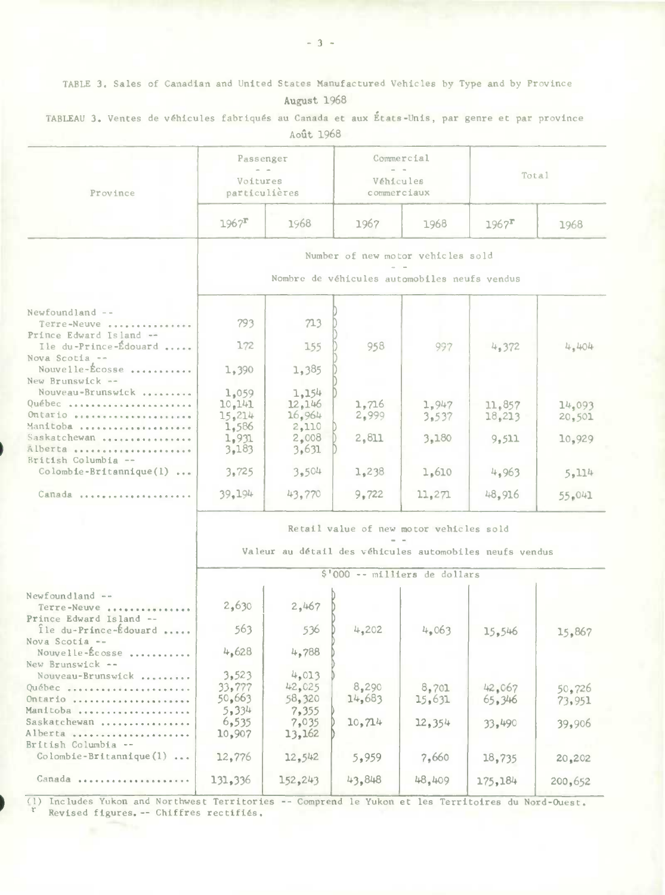TABLE 3. Sales of Canadian and United States Manufactured Vehicles by Type and by Province

August 1968

TABLEAU 3. Ventes de véhicules fabriqués au Canada et aux États-Unis, par genre et par province

Août 1968

| Province | Passenger -- Voitures particulières | | Commercial -- Véhicules commerciaux | | Total | |
|---|---|---|---|---|---|---|
| | 1967[r] | 1968 | 1967 | 1968 | 1967[r] | 1968 |
| | Number of new motor vehicles sold -- Nombre de véhicules automobiles neufs vendus | | | | | |
| Newfoundland -- Terre-Neuve | 793 | 713 | 958 | 997 | 4,372 | 4,404 |
| Prince Edward Island -- Île du-Prince-Édouard | 172 | 155 | | | | |
| Nova Scotia -- Nouvelle-Écosse | 1,390 | 1,385 | | | | |
| New Brunswick -- Nouveau-Brunswick | 1,059 | 1,154 | | | | |
| Québec | 10,141 | 12,146 | 1,716 | 1,947 | 11,857 | 14,093 |
| Ontario | 15,214 | 16,964 | 2,999 | 3,537 | 18,213 | 20,501 |
| Manitoba | 1,586 | 2,110 | 2,811 | 3,180 | 9,511 | 10,929 |
| Saskatchewan | 1,931 | 2,008 | | | | |
| Alberta | 3,183 | 3,631 | | | | |
| British Columbia -- Colombie-Britannique(1) | 3,725 | 3,504 | 1,238 | 1,610 | 4,963 | 5,114 |
| Canada | 39,194 | 43,770 | 9,722 | 11,271 | 48,916 | 55,041 |
| | Retail value of new motor vehicles sold -- Valeur au détail des véhicules automobiles neufs vendus | | | | | |
| | $'000 -- milliers de dollars | | | | | |
| Newfoundland -- Terre-Neuve | 2,630 | 2,467 | 4,202 | 4,063 | 15,546 | 15,867 |
| Prince Edward Island -- Île du-Prince-Édouard | 563 | 536 | | | | |
| Nova Scotia -- Nouvelle-Écosse | 4,628 | 4,788 | | | | |
| New Brunswick -- Nouveau-Brunswick | 3,523 | 4,013 | | | | |
| Québec | 33,777 | 42,025 | 8,290 | 8,701 | 42,067 | 50,726 |
| Ontario | 50,663 | 58,320 | 14,683 | 15,631 | 65,346 | 73,951 |
| Manitoba | 5,334 | 7,355 | 10,714 | 12,354 | 33,490 | 39,906 |
| Saskatchewan | 6,535 | 7,035 | | | | |
| Alberta | 10,907 | 13,162 | | | | |
| British Columbia -- Colombie-Britannique(1) | 12,776 | 12,542 | 5,959 | 7,660 | 18,735 | 20,202 |
| Canada | 131,336 | 152,243 | 43,848 | 48,409 | 175,184 | 200,652 |

(1) Includes Yukon and Northwest Territories -- Comprend le Yukon et les Territoires du Nord-Ouest.

r Revised figures. -- Chiffres rectifiés.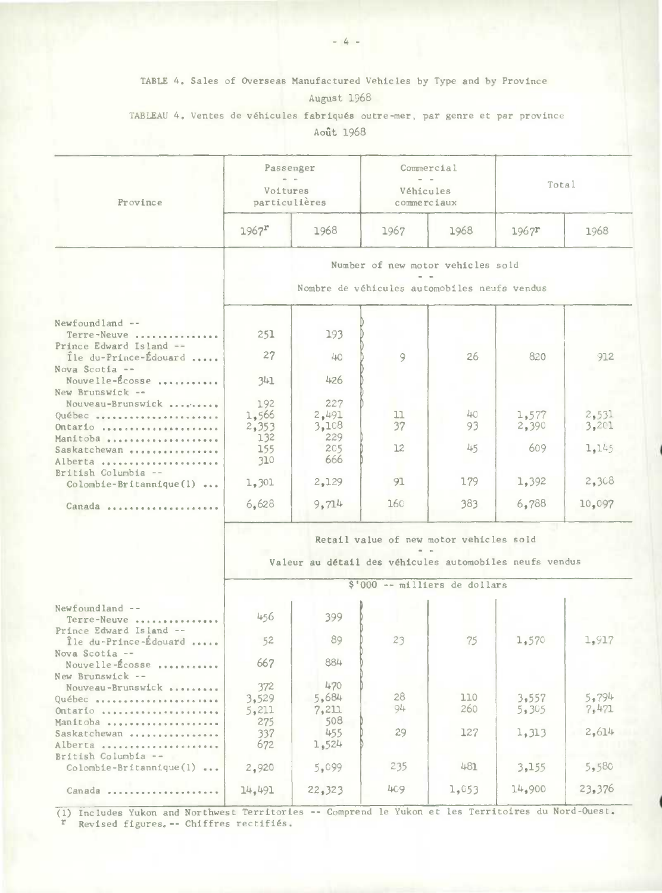TABLE 4. Sales of Overseas Manufactured Vehicles by Type and by Province
August 1968

TABLEAU 4. Ventes de véhicules fabriqués outre-mer, par genre et par province
Août 1968

| Province | Passenger -- Voitures particulières | | Commercial -- Véhicules commerciaux | | Total | |
|---|---|---|---|---|---|---|
| | 1967r | 1968 | 1967 | 1968 | 1967r | 1968 |
| | Number of new motor vehicles sold -- Nombre de véhicules automobiles neufs vendus | | | | | |
| Newfoundland -- Terre-Neuve | 251 | 193 | | | | |
| Prince Edward Island -- Île du-Prince-Édouard | 27 | 40 | 9 | 26 | 820 | 912 |
| Nova Scotia -- Nouvelle-Écosse | 341 | 426 | | | | |
| New Brunswick -- Nouveau-Brunswick | 192 | 227 | | | | |
| Québec | 1,566 | 2,491 | 11 | 40 | 1,577 | 2,531 |
| Ontario | 2,353 | 3,108 | 37 | 93 | 2,390 | 3,201 |
| Manitoba | 132 | 229 | | | | |
| Saskatchewan | 155 | 205 | 12 | 45 | 609 | 1,145 |
| Alberta | 310 | 666 | | | | |
| British Columbia -- Colombie-Britannique(1) | 1,301 | 2,129 | 91 | 179 | 1,392 | 2,308 |
| Canada | 6,628 | 9,714 | 160 | 383 | 6,788 | 10,097 |
| | Retail value of new motor vehicles sold -- Valeur au détail des véhicules automobiles neufs vendus | | | | | |
| | $'000 -- milliers de dollars | | | | | |
| Newfoundland -- Terre-Neuve | 456 | 399 | | | | |
| Prince Edward Island -- Île du-Prince-Édouard | 52 | 89 | 23 | 75 | 1,570 | 1,917 |
| Nova Scotia -- Nouvelle-Écosse | 667 | 884 | | | | |
| New Brunswick -- Nouveau-Brunswick | 372 | 470 | | | | |
| Québec | 3,529 | 5,684 | 28 | 110 | 3,557 | 5,794 |
| Ontario | 5,211 | 7,211 | 94 | 260 | 5,305 | 7,471 |
| Manitoba | 275 | 508 | | | | |
| Saskatchewan | 337 | 455 | 29 | 127 | 1,313 | 2,614 |
| Alberta | 672 | 1,524 | | | | |
| British Columbia -- Colombie-Britannique(1) | 2,920 | 5,099 | 235 | 481 | 3,155 | 5,580 |
| Canada | 14,491 | 22,323 | 409 | 1,053 | 14,900 | 23,376 |

(1) Includes Yukon and Northwest Territories -- Comprend le Yukon et les Territoires du Nord-Ouest.
r Revised figures. -- Chiffres rectifiés.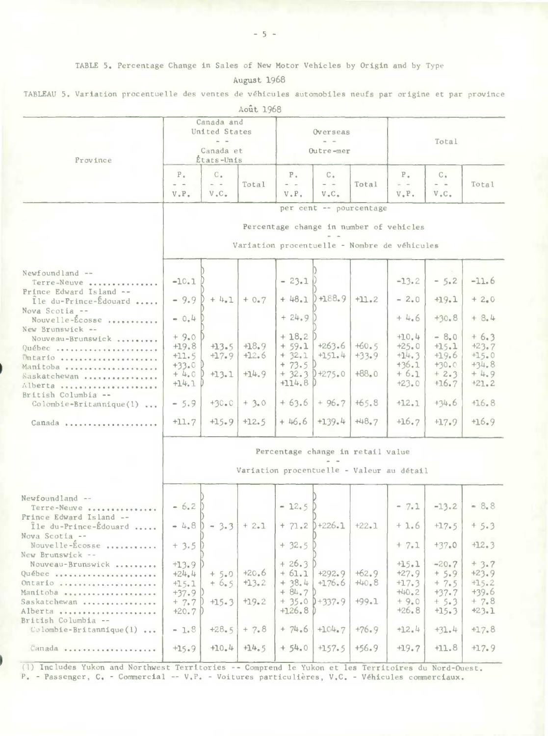TABLE 5. Percentage Change in Sales of New Motor Vehicles by Origin and by Type

August 1968

TABLEAU 5. Variation procentuelle des ventes de véhicules automobiles neufs par origine et par province

Août 1968

| Province | Canada and United States -- Canada et États-Unis | | | Overseas -- Outre-mer | | | Total | | |
|---|---|---|---|---|---|---|---|---|---|
| | P. -- V.P. | C. -- V.C. | Total | P. -- V.P. | C. -- V.C. | Total | P. -- V.P. | C. -- V.C. | Total |
| | per cent -- pourcentage | | | | | | | | |
| | Percentage change in number of vehicles -- Variation procentuelle - Nombre de véhicules | | | | | | | | |
| Newfoundland -- Terre-Neuve | -10.1 | | | - 23.1 | | | -13.2 | - 5.2 | -11.6 |
| Prince Edward Island -- Île du-Prince-Édouard | - 9.9 | + 4.1 | + 0.7 | + 48.1 | +188.9 | +11.2 | - 2.0 | +19.1 | + 2.0 |
| Nova Scotia -- Nouvelle-Écosse | - 0.4 | | | + 24.9 | | | + 4.6 | +30.8 | + 8.4 |
| New Brunswick -- Nouveau-Brunswick | + 9.0 | | | + 18.2 | | | +10.4 | - 8.0 | + 6.3 |
| Québec | +19.8 | +13.5 | +18.9 | + 59.1 | +263.6 | +60.5 | +25.0 | +15.1 | +23.7 |
| Ontario | +11.5 | +17.9 | +12.6 | + 32.1 | +151.4 | +33.9 | +14.3 | +19.6 | +15.0 |
| Manitoba | +33.0 | | | + 73.5 | | | +36.1 | +30.0 | +34.8 |
| Saskatchewan | + 4.0 | +13.1 | +14.9 | + 32.3 | +275.0 | +88.0 | + 6.1 | + 2.3 | + 4.9 |
| Alberta | +14.1 | | | +114.8 | | | +23.0 | +16.7 | +21.2 |
| British Columbia -- Colombie-Britannique(1) | - 5.9 | +30.0 | + 3.0 | + 63.6 | + 96.7 | +65.8 | +12.1 | +34.6 | +16.8 |
| Canada | +11.7 | +15.9 | +12.5 | + 46.6 | +139.4 | +48.7 | +16.7 | +17.9 | +16.9 |
| | Percentage change in retail value -- Variation procentuelle - Valeur au détail | | | | | | | | |
| Newfoundland -- Terre-Neuve | - 6.2 | | | - 12.5 | | | - 7.1 | -13.2 | - 8.8 |
| Prince Edward Island -- Île du-Prince-Édouard | - 4.8 | - 3.3 | + 2.1 | + 71.2 | +226.1 | +22.1 | + 1.6 | +17.5 | + 5.3 |
| Nova Scotia -- Nouvelle-Écosse | + 3.5 | | | + 32.5 | | | + 7.1 | +37.0 | +12.3 |
| New Brunswick -- Nouveau-Brunswick | +13.9 | | | + 26.3 | | | +15.1 | -20.7 | + 3.7 |
| Québec | +24.4 | + 5.0 | +20.6 | + 61.1 | +292.9 | +62.9 | +27.9 | + 5.9 | +23.9 |
| Ontario | +15.1 | + 6.5 | +13.2 | + 38.4 | +176.6 | +40.8 | +17.3 | + 7.5 | +15.2 |
| Manitoba | +37.9 | | | + 84.7 | | | +40.2 | +37.7 | +39.6 |
| Saskatchewan | + 7.7 | +15.3 | +19.2 | + 35.0 | +337.9 | +99.1 | + 9.0 | + 5.3 | + 7.8 |
| Alberta | +20.7 | | | +126.8 | | | +26.8 | +15.3 | +23.1 |
| British Columbia -- Colombie-Britannique(1) | - 1.8 | +28.5 | + 7.8 | + 74.6 | +104.7 | +76.9 | +12.4 | +31.4 | +17.8 |
| Canada | +15.9 | +10.4 | +14.5 | + 54.0 | +157.5 | +56.9 | +19.7 | +11.8 | +17.9 |

(1) Includes Yukon and Northwest Territories -- Comprend le Yukon et les Territoires du Nord-Ouest.
P. - Passenger, C. - Commercial -- V.P. - Voitures particulières, V.C. - Véhicules commerciaux.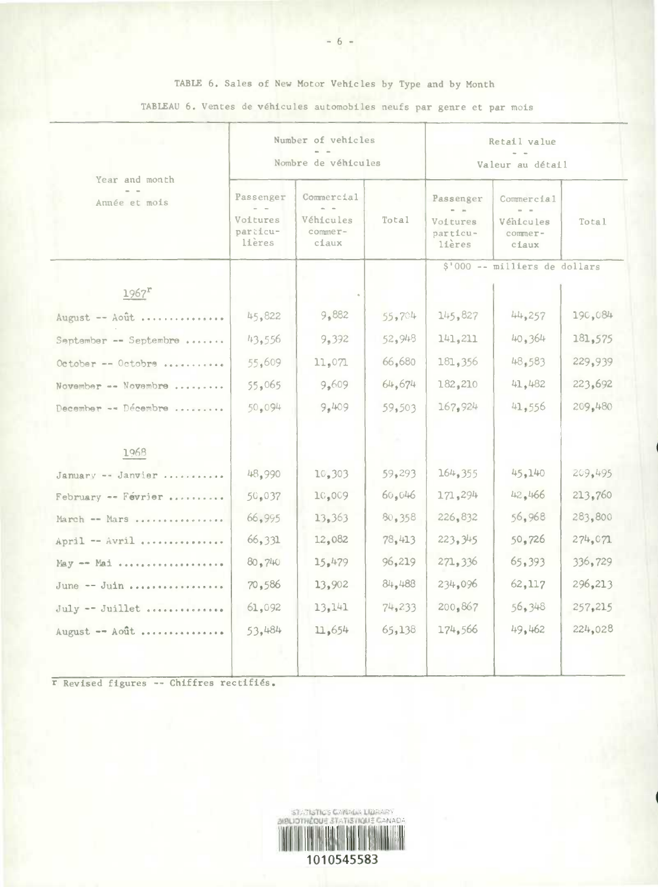TABLE 6. Sales of New Motor Vehicles by Type and by Month

TABLEAU 6. Ventes de véhicules automobiles neufs par genre et par mois

| Year and month -- Année et mois | Number of vehicles -- Nombre de véhicules | | | Retail value -- Valeur au détail | | |
|---|---|---|---|---|---|---|
| | Passenger -- Voitures particulières | Commercial -- Véhicules commerciaux | Total | Passenger -- Voitures particulières | Commercial -- Véhicules commerciaux | Total |
| | | | | $'000 -- milliers de dollars | | |
| 1967[r] | | | | | | |
| August -- Août | 45,822 | 9,882 | 55,704 | 145,827 | 44,257 | 190,084 |
| September -- Septembre | 43,556 | 9,392 | 52,948 | 141,211 | 40,364 | 181,575 |
| October -- Octobre | 55,609 | 11,071 | 66,680 | 181,356 | 48,583 | 229,939 |
| November -- Novembre | 55,065 | 9,609 | 64,674 | 182,210 | 41,482 | 223,692 |
| December -- Décembre | 50,094 | 9,409 | 59,503 | 167,924 | 41,556 | 209,480 |
| 1968 | | | | | | |
| January -- Janvier | 48,990 | 10,303 | 59,293 | 164,355 | 45,140 | 209,495 |
| February -- Février | 50,037 | 10,009 | 60,046 | 171,294 | 42,466 | 213,760 |
| March -- Mars | 66,995 | 13,363 | 80,358 | 226,832 | 56,968 | 283,800 |
| April -- Avril | 66,331 | 12,082 | 78,413 | 223,345 | 50,726 | 274,071 |
| May -- Mai | 80,740 | 15,479 | 96,219 | 271,336 | 65,393 | 336,729 |
| June -- Juin | 70,586 | 13,902 | 84,488 | 234,096 | 62,117 | 296,213 |
| July -- Juillet | 61,092 | 13,141 | 74,233 | 200,867 | 56,348 | 257,215 |
| August -- Août | 53,484 | 11,654 | 65,138 | 174,566 | 49,462 | 224,028 |

r Revised figures -- Chiffres rectifiés.

STATISTICS CANADA LIBRARY
BIBLIOTHÈQUE STATISTIQUE CANADA

1010545583